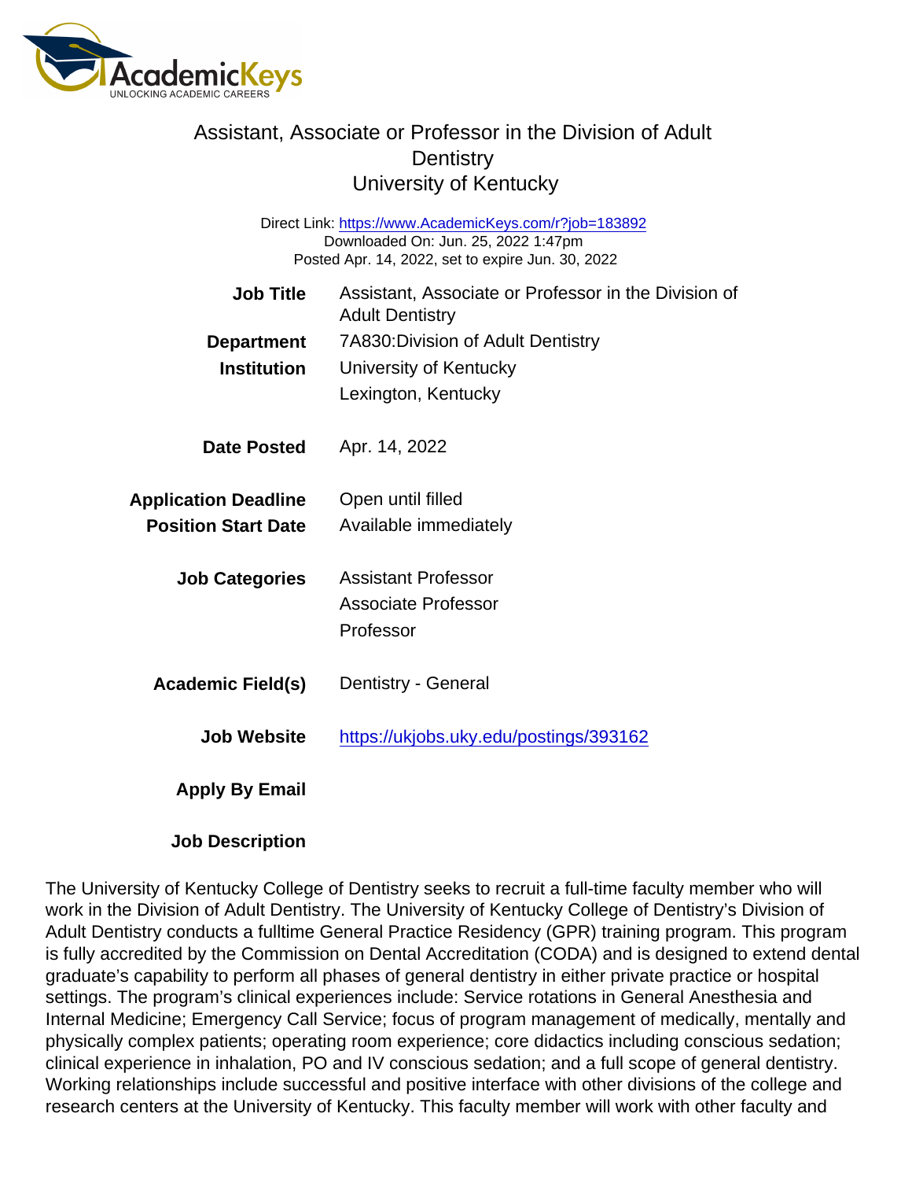# Assistant, Associate or Professor in the Division of Adult Dentistry
## University of Kentucky

Direct Link: https://www.AcademicKeys.com/r?job=183892
Downloaded On: Jun. 25, 2022 1:47pm
Posted Apr. 14, 2022, set to expire Jun. 30, 2022

**Job Title** Assistant, Associate or Professor in the Division of Adult Dentistry

**Department** 7A830:Division of Adult Dentistry

**Institution** University of Kentucky
Lexington, Kentucky

**Date Posted** Apr. 14, 2022

**Application Deadline** Open until filled

**Position Start Date** Available immediately

**Job Categories** Assistant Professor
Associate Professor
Professor

**Academic Field(s)** Dentistry - General

**Job Website** https://ukjobs.uky.edu/postings/393162

**Apply By Email**

**Job Description**

The University of Kentucky College of Dentistry seeks to recruit a full-time faculty member who will work in the Division of Adult Dentistry. The University of Kentucky College of Dentistry's Division of Adult Dentistry conducts a fulltime General Practice Residency (GPR) training program. This program is fully accredited by the Commission on Dental Accreditation (CODA) and is designed to extend dental graduate's capability to perform all phases of general dentistry in either private practice or hospital settings. The program's clinical experiences include: Service rotations in General Anesthesia and Internal Medicine; Emergency Call Service; focus of program management of medically, mentally and physically complex patients; operating room experience; core didactics including conscious sedation; clinical experience in inhalation, PO and IV conscious sedation; and a full scope of general dentistry. Working relationships include successful and positive interface with other divisions of the college and research centers at the University of Kentucky. This faculty member will work with other faculty and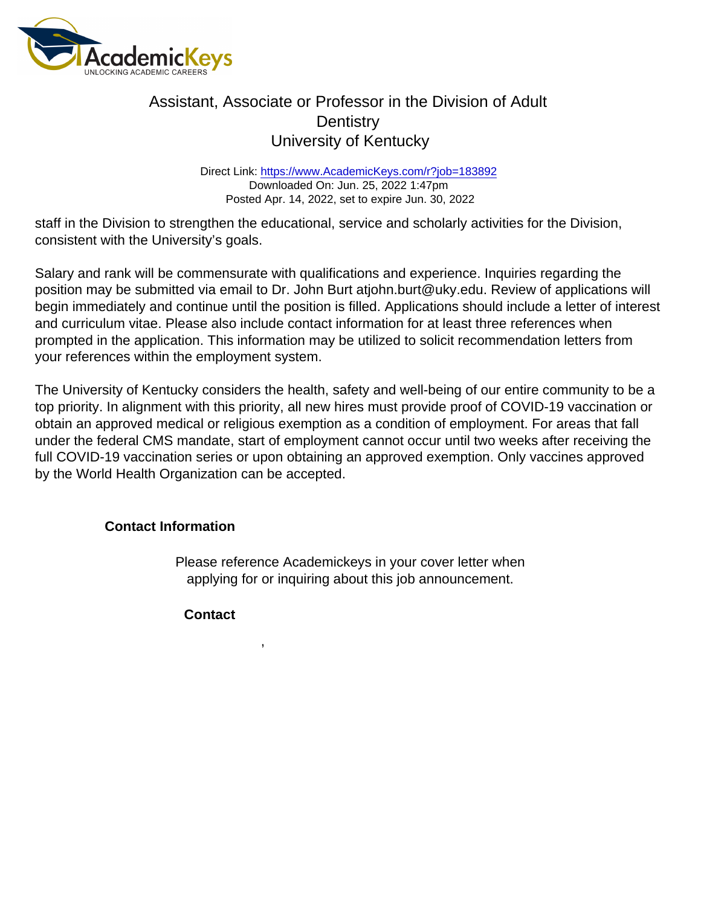staff in the Division to strengthen the educational, service and scholarly activities for the Division, consistent with the University's goals.

Salary and rank will be commensurate with qualifications and experience. Inquiries regarding the position may be submitted via email to Dr. John Burt atjohn.burt@uky.edu. Review of applications will begin immediately and continue until the position is filled. Applications should include a letter of interest and curriculum vitae. Please also include contact information for at least three references when prompted in the application. This information may be utilized to solicit recommendation letters from your references within the employment system.

The University of Kentucky considers the health, safety and well-being of our entire community to be a top priority. In alignment with this priority, all new hires must provide proof of COVID-19 vaccination or obtain an approved medical or religious exemption as a condition of employment. For areas that fall under the federal CMS mandate, start of employment cannot occur until two weeks after receiving the full COVID-19 vaccination series or upon obtaining an approved exemption. Only vaccines approved by the World Health Organization can be accepted.

**Contact Information**

Please reference Academickeys in your cover letter when applying for or inquiring about this job announcement.

**Contact**

,